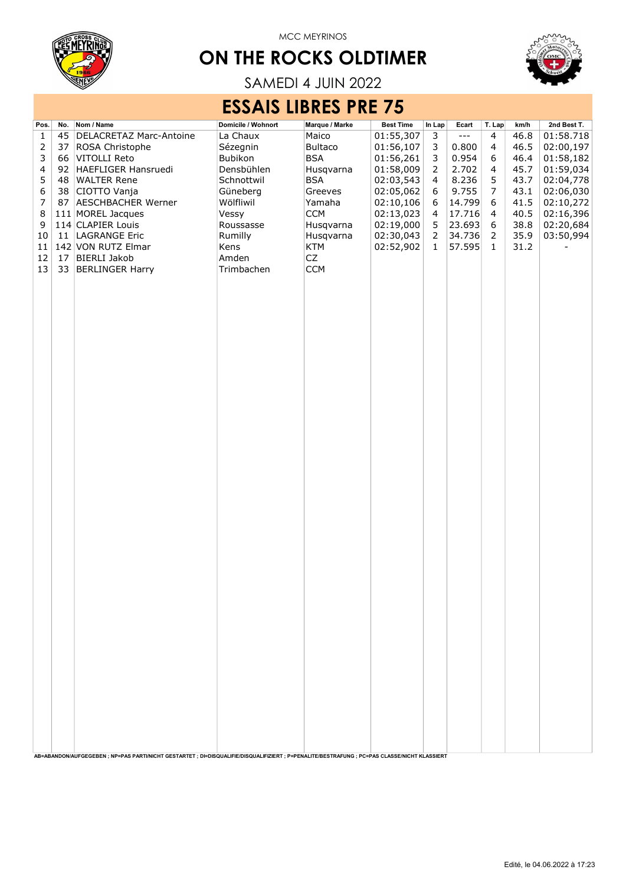MCC MEYRINOS

# ON THE ROCKS OLDTIMER

SAMEDI 4 JUIN 2022

## ESSAIS LIBRES PRE 75

| Pos. | No. | Nom / Name | Domicile / Wohnort | Marque / Marke | Best Time | In Lap | Ecart | T. Lap | km/h | 2nd Best T. |
|---|---|---|---|---|---|---|---|---|---|---|
| 1 | 45 | DELACRETAZ Marc-Antoine | La Chaux | Maico | 01:55,307 | 3 | --- | 4 | 46.8 | 01:58.718 |
| 2 | 37 | ROSA Christophe | Sézegnin | Bultaco | 01:56,107 | 3 | 0.800 | 4 | 46.5 | 02:00,197 |
| 3 | 66 | VITOLLI Reto | Bubikon | BSA | 01:56,261 | 3 | 0.954 | 6 | 46.4 | 01:58,182 |
| 4 | 92 | HAEFLIGER Hansruedi | Densbühlen | Husqvarna | 01:58,009 | 2 | 2.702 | 4 | 45.7 | 01:59,034 |
| 5 | 48 | WALTER Rene | Schnottwil | BSA | 02:03,543 | 4 | 8.236 | 5 | 43.7 | 02:04,778 |
| 6 | 38 | CIOTTO Vanja | Güneberg | Greeves | 02:05,062 | 6 | 9.755 | 7 | 43.1 | 02:06,030 |
| 7 | 87 | AESCHBACHER Werner | Wölfliwil | Yamaha | 02:10,106 | 6 | 14.799 | 6 | 41.5 | 02:10,272 |
| 8 | 111 | MOREL Jacques | Vessy | CCM | 02:13,023 | 4 | 17.716 | 4 | 40.5 | 02:16,396 |
| 9 | 114 | CLAPIER Louis | Roussasse | Husqvarna | 02:19,000 | 5 | 23.693 | 6 | 38.8 | 02:20,684 |
| 10 | 11 | LAGRANGE Eric | Rumilly | Husqvarna | 02:30,043 | 2 | 34.736 | 2 | 35.9 | 03:50,994 |
| 11 | 142 | VON RUTZ Elmar | Kens | KTM | 02:52,902 | 1 | 57.595 | 1 | 31.2 | - |
| 12 | 17 | BIERLI Jakob | Amden | CZ | | | | | | |
| 13 | 33 | BERLINGER Harry | Trimbachen | CCM | | | | | | |

AB=ABANDON/AUFGEGEBEN ; NP=PAS PARTI/NICHT GESTARTET ; DI=DISQUALIFIE/DISQUALIFIZIERT ; P=PENALITE/BESTRAFUNG ; PC=PAS CLASSE/NICHT KLASSIERT

Edité, le 04.06.2022 à 17:23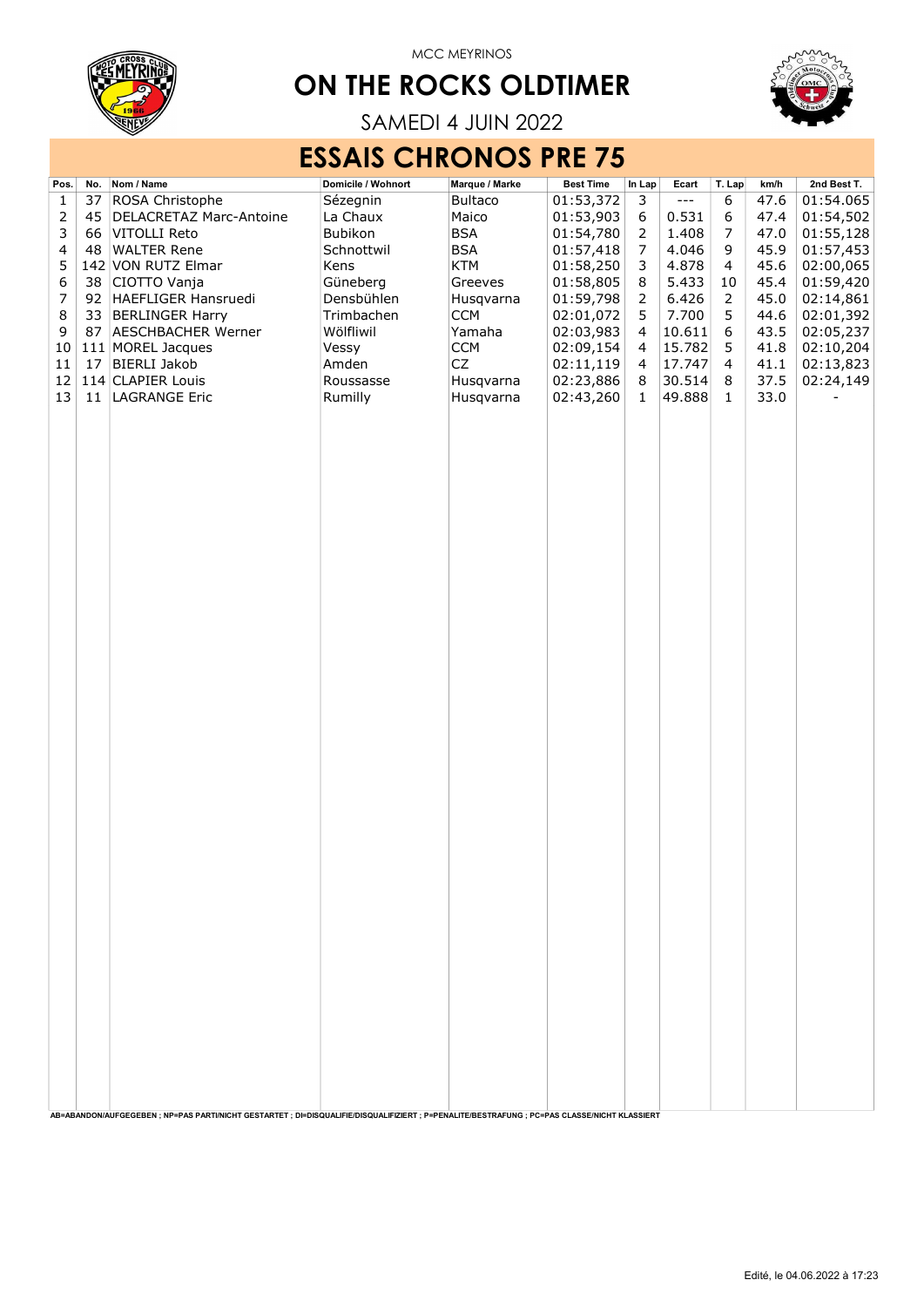MCC MEYRINOS

# ON THE ROCKS OLDTIMER

SAMEDI 4 JUIN 2022

## ESSAIS CHRONOS PRE 75

| Pos. | No. | Nom / Name | Domicile / Wohnort | Marque / Marke | Best Time | In Lap | Ecart | T. Lap | km/h | 2nd Best T. |
|---|---|---|---|---|---|---|---|---|---|---|
| 1 | 37 | ROSA Christophe | Sézegnin | Bultaco | 01:53,372 | 3 | --- | 6 | 47.6 | 01:54.065 |
| 2 | 45 | DELACRETAZ Marc-Antoine | La Chaux | Maico | 01:53,903 | 6 | 0.531 | 6 | 47.4 | 01:54,502 |
| 3 | 66 | VITOLLI Reto | Bubikon | BSA | 01:54,780 | 2 | 1.408 | 7 | 47.0 | 01:55,128 |
| 4 | 48 | WALTER Rene | Schnottwil | BSA | 01:57,418 | 7 | 4.046 | 9 | 45.9 | 01:57,453 |
| 5 | 142 | VON RUTZ Elmar | Kens | KTM | 01:58,250 | 3 | 4.878 | 4 | 45.6 | 02:00,065 |
| 6 | 38 | CIOTTO Vanja | Güneberg | Greeves | 01:58,805 | 8 | 5.433 | 10 | 45.4 | 01:59,420 |
| 7 | 92 | HAEFLIGER Hansruedi | Densbühlen | Husqvarna | 01:59,798 | 2 | 6.426 | 2 | 45.0 | 02:14,861 |
| 8 | 33 | BERLINGER Harry | Trimbachen | CCM | 02:01,072 | 5 | 7.700 | 5 | 44.6 | 02:01,392 |
| 9 | 87 | AESCHBACHER Werner | Wölfliwil | Yamaha | 02:03,983 | 4 | 10.611 | 6 | 43.5 | 02:05,237 |
| 10 | 111 | MOREL Jacques | Vessy | CCM | 02:09,154 | 4 | 15.782 | 5 | 41.8 | 02:10,204 |
| 11 | 17 | BIERLI Jakob | Amden | CZ | 02:11,119 | 4 | 17.747 | 4 | 41.1 | 02:13,823 |
| 12 | 114 | CLAPIER Louis | Roussasse | Husqvarna | 02:23,886 | 8 | 30.514 | 8 | 37.5 | 02:24,149 |
| 13 | 11 | LAGRANGE Eric | Rumilly | Husqvarna | 02:43,260 | 1 | 49.888 | 1 | 33.0 | - |

AB=ABANDON/AUFGEGEBEN ; NP=PAS PARTI/NICHT GESTARTET ; DI=DISQUALIFIE/DISQUALIFIZIERT ; P=PENALITE/BESTRAFUNG ; PC=PAS CLASSE/NICHT KLASSIERT

Edité, le 04.06.2022 à 17:23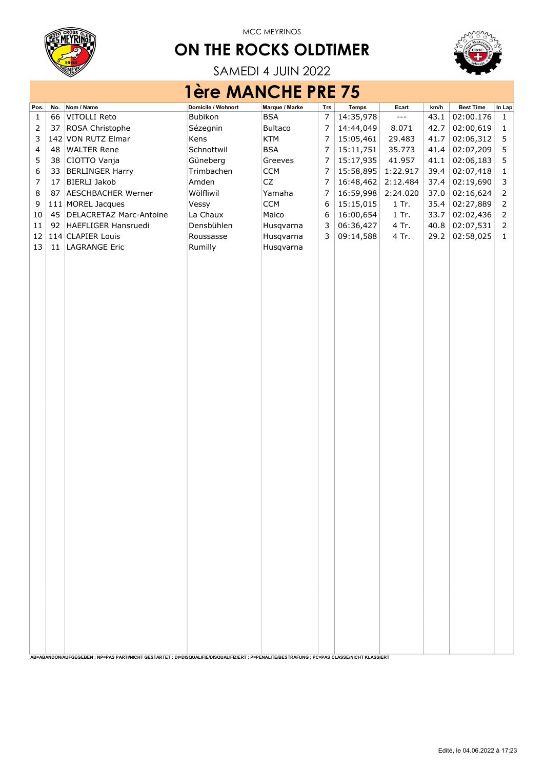MCC MEYRINOS

# ON THE ROCKS OLDTIMER

SAMEDI 4 JUIN 2022

## 1ère MANCHE PRE 75

| Pos. | No. | Nom / Name | Domicile / Wohnort | Marque / Marke | Trs | Temps | Ecart | km/h | Best Time | In Lap |
|---|---|---|---|---|---|---|---|---|---|---|
| 1 | 66 | VITOLLI Reto | Bubikon | BSA | 7 | 14:35,978 | --- | 43.1 | 02:00.176 | 1 |
| 2 | 37 | ROSA Christophe | Sézegnin | Bultaco | 7 | 14:44,049 | 8.071 | 42.7 | 02:00,619 | 1 |
| 3 | 142 | VON RUTZ Elmar | Kens | KTM | 7 | 15:05,461 | 29.483 | 41.7 | 02:06,312 | 5 |
| 4 | 48 | WALTER Rene | Schnottwil | BSA | 7 | 15:11,751 | 35.773 | 41.4 | 02:07,209 | 5 |
| 5 | 38 | CIOTTO Vanja | Güneberg | Greeves | 7 | 15:17,935 | 41.957 | 41.1 | 02:06,183 | 5 |
| 6 | 33 | BERLINGER Harry | Trimbachen | CCM | 7 | 15:58,895 | 1:22.917 | 39.4 | 02:07,418 | 1 |
| 7 | 17 | BIERLI Jakob | Amden | CZ | 7 | 16:48,462 | 2:12.484 | 37.4 | 02:19,690 | 3 |
| 8 | 87 | AESCHBACHER Werner | Wölfliwil | Yamaha | 7 | 16:59,998 | 2:24.020 | 37.0 | 02:16,624 | 2 |
| 9 | 111 | MOREL Jacques | Vessy | CCM | 6 | 15:15,015 | 1 Tr. | 35.4 | 02:27,889 | 2 |
| 10 | 45 | DELACRETAZ Marc-Antoine | La Chaux | Maico | 6 | 16:00,654 | 1 Tr. | 33.7 | 02:02,436 | 2 |
| 11 | 92 | HAEFLIGER Hansruedi | Densbühlen | Husqvarna | 3 | 06:36,427 | 4 Tr. | 40.8 | 02:07,531 | 2 |
| 12 | 114 | CLAPIER Louis | Roussasse | Husqvarna | 3 | 09:14,588 | 4 Tr. | 29.2 | 02:58,025 | 1 |
| 13 | 11 | LAGRANGE Eric | Rumilly | Husqvarna | | | | | | |

AB=ABANDON/AUFGEGEBEN ; NP=PAS PARTI/NICHT GESTARTET ; DI=DISQUALIFIE/DISQUALIFIZIERT ; P=PENALITE/BESTRAFUNG ; PC=PAS CLASSE/NICHT KLASSIERT

Edité, le 04.06.2022 à 17:23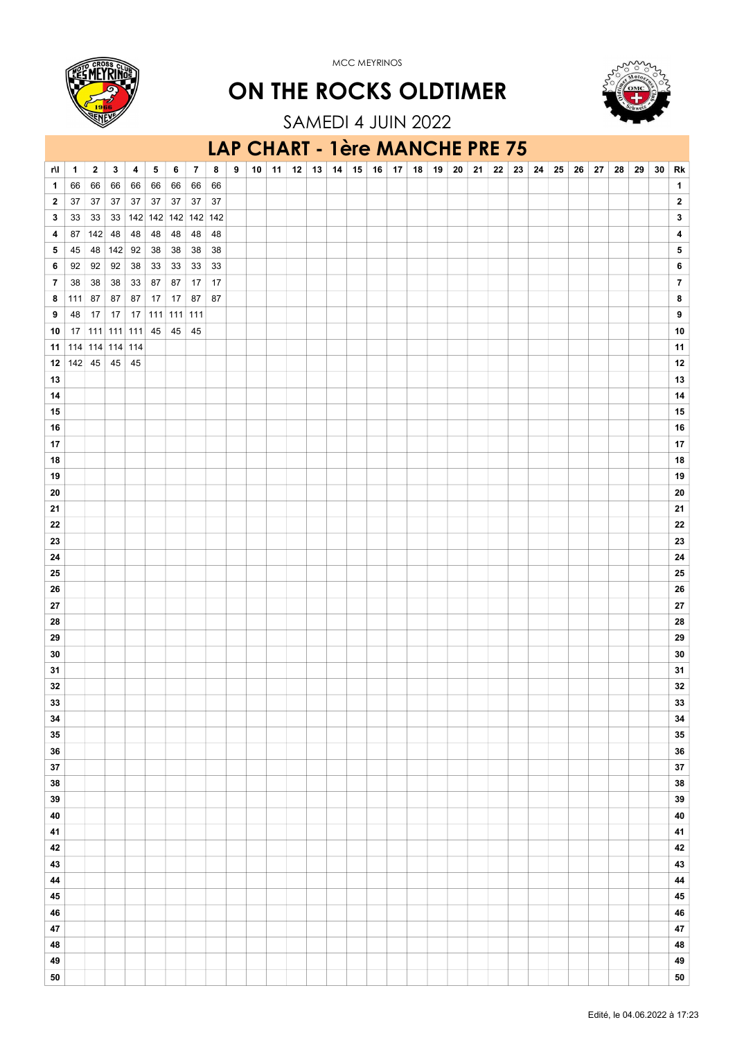MCC MEYRINOS

# ON THE ROCKS OLDTIMER

SAMEDI 4 JUIN 2022

## LAP CHART - 1ère MANCHE PRE 75

| r\l | 1 | 2 | 3 | 4 | 5 | 6 | 7 | 8 | 9 | 10 | 11 | 12 | 13 | 14 | 15 | 16 | 17 | 18 | 19 | 20 | 21 | 22 | 23 | 24 | 25 | 26 | 27 | 28 | 29 | 30 | Rk |
|---|---|---|---|---|---|---|---|---|---|---|---|---|---|---|---|---|---|---|---|---|---|---|---|---|---|---|---|---|---|---|---|
| 1 | 66 | 66 | 66 | 66 | 66 | 66 | 66 | 66 | | | | | | | | | | | | | | | | | | | | | | | 1 |
| 2 | 37 | 37 | 37 | 37 | 37 | 37 | 37 | 37 | | | | | | | | | | | | | | | | | | | | | | | 2 |
| 3 | 33 | 33 | 33 | 142 | 142 | 142 | 142 | 142 | | | | | | | | | | | | | | | | | | | | | | | 3 |
| 4 | 87 | 142 | 48 | 48 | 48 | 48 | 48 | 48 | | | | | | | | | | | | | | | | | | | | | | | 4 |
| 5 | 45 | 48 | 142 | 92 | 38 | 38 | 38 | 38 | | | | | | | | | | | | | | | | | | | | | | | 5 |
| 6 | 92 | 92 | 92 | 38 | 33 | 33 | 33 | 33 | | | | | | | | | | | | | | | | | | | | | | | 6 |
| 7 | 38 | 38 | 38 | 33 | 87 | 87 | 17 | 17 | | | | | | | | | | | | | | | | | | | | | | | 7 |
| 8 | 111 | 87 | 87 | 87 | 17 | 17 | 87 | 87 | | | | | | | | | | | | | | | | | | | | | | | 8 |
| 9 | 48 | 17 | 17 | 17 | 111 | 111 | 111 | | | | | | | | | | | | | | | | | | | | | | | | 9 |
| 10 | 17 | 111 | 111 | 111 | 45 | 45 | 45 | | | | | | | | | | | | | | | | | | | | | | | | 10 |
| 11 | 114 | 114 | 114 | 114 | | | | | | | | | | | | | | | | | | | | | | | | | | | 11 |
| 12 | 142 | 45 | 45 | 45 | | | | | | | | | | | | | | | | | | | | | | | | | | | 12 |
| 13 | | | | | | | | | | | | | | | | | | | | | | | | | | | | | | | 13 |
| 14 | | | | | | | | | | | | | | | | | | | | | | | | | | | | | | | 14 |
| 15 | | | | | | | | | | | | | | | | | | | | | | | | | | | | | | | 15 |
| 16 | | | | | | | | | | | | | | | | | | | | | | | | | | | | | | | 16 |
| 17 | | | | | | | | | | | | | | | | | | | | | | | | | | | | | | | 17 |
| 18 | | | | | | | | | | | | | | | | | | | | | | | | | | | | | | | 18 |
| 19 | | | | | | | | | | | | | | | | | | | | | | | | | | | | | | | 19 |
| 20 | | | | | | | | | | | | | | | | | | | | | | | | | | | | | | | 20 |
| 21 | | | | | | | | | | | | | | | | | | | | | | | | | | | | | | | 21 |
| 22 | | | | | | | | | | | | | | | | | | | | | | | | | | | | | | | 22 |
| 23 | | | | | | | | | | | | | | | | | | | | | | | | | | | | | | | 23 |
| 24 | | | | | | | | | | | | | | | | | | | | | | | | | | | | | | | 24 |
| 25 | | | | | | | | | | | | | | | | | | | | | | | | | | | | | | | 25 |
| 26 | | | | | | | | | | | | | | | | | | | | | | | | | | | | | | | 26 |
| 27 | | | | | | | | | | | | | | | | | | | | | | | | | | | | | | | 27 |
| 28 | | | | | | | | | | | | | | | | | | | | | | | | | | | | | | | 28 |
| 29 | | | | | | | | | | | | | | | | | | | | | | | | | | | | | | | 29 |
| 30 | | | | | | | | | | | | | | | | | | | | | | | | | | | | | | | 30 |
| 31 | | | | | | | | | | | | | | | | | | | | | | | | | | | | | | | 31 |
| 32 | | | | | | | | | | | | | | | | | | | | | | | | | | | | | | | 32 |
| 33 | | | | | | | | | | | | | | | | | | | | | | | | | | | | | | | 33 |
| 34 | | | | | | | | | | | | | | | | | | | | | | | | | | | | | | | 34 |
| 35 | | | | | | | | | | | | | | | | | | | | | | | | | | | | | | | 35 |
| 36 | | | | | | | | | | | | | | | | | | | | | | | | | | | | | | | 36 |
| 37 | | | | | | | | | | | | | | | | | | | | | | | | | | | | | | | 37 |
| 38 | | | | | | | | | | | | | | | | | | | | | | | | | | | | | | | 38 |
| 39 | | | | | | | | | | | | | | | | | | | | | | | | | | | | | | | 39 |
| 40 | | | | | | | | | | | | | | | | | | | | | | | | | | | | | | | 40 |
| 41 | | | | | | | | | | | | | | | | | | | | | | | | | | | | | | | 41 |
| 42 | | | | | | | | | | | | | | | | | | | | | | | | | | | | | | | 42 |
| 43 | | | | | | | | | | | | | | | | | | | | | | | | | | | | | | | 43 |
| 44 | | | | | | | | | | | | | | | | | | | | | | | | | | | | | | | 44 |
| 45 | | | | | | | | | | | | | | | | | | | | | | | | | | | | | | | 45 |
| 46 | | | | | | | | | | | | | | | | | | | | | | | | | | | | | | | 46 |
| 47 | | | | | | | | | | | | | | | | | | | | | | | | | | | | | | | 47 |
| 48 | | | | | | | | | | | | | | | | | | | | | | | | | | | | | | | 48 |
| 49 | | | | | | | | | | | | | | | | | | | | | | | | | | | | | | | 49 |
| 50 | | | | | | | | | | | | | | | | | | | | | | | | | | | | | | | 50 |

Edité, le 04.06.2022 à 17:23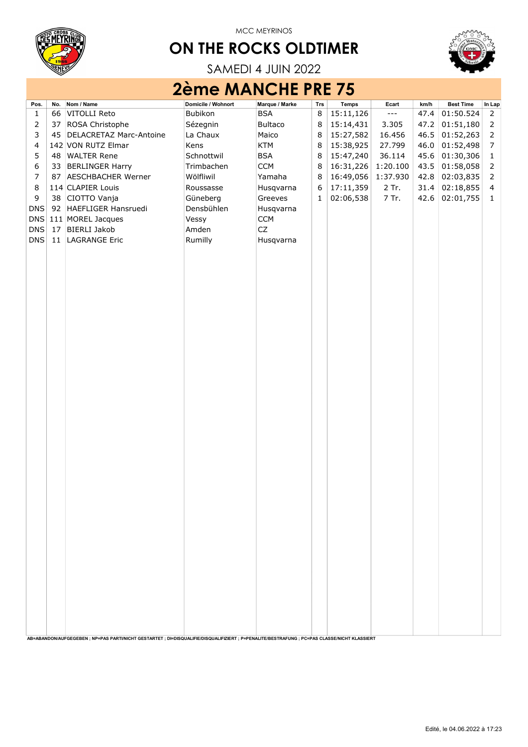MCC MEYRINOS

# ON THE ROCKS OLDTIMER

SAMEDI 4 JUIN 2022

## 2ème MANCHE PRE 75

| Pos. | No. | Nom / Name | Domicile / Wohnort | Marque / Marke | Trs | Temps | Ecart | km/h | Best Time | In Lap |
|---|---|---|---|---|---|---|---|---|---|---|
| 1 | 66 | VITOLLI Reto | Bubikon | BSA | 8 | 15:11,126 | --- | 47.4 | 01:50.524 | 2 |
| 2 | 37 | ROSA Christophe | Sézegnin | Bultaco | 8 | 15:14,431 | 3.305 | 47.2 | 01:51,180 | 2 |
| 3 | 45 | DELACRETAZ Marc-Antoine | La Chaux | Maico | 8 | 15:27,582 | 16.456 | 46.5 | 01:52,263 | 2 |
| 4 | 142 | VON RUTZ Elmar | Kens | KTM | 8 | 15:38,925 | 27.799 | 46.0 | 01:52,498 | 7 |
| 5 | 48 | WALTER Rene | Schnottwil | BSA | 8 | 15:47,240 | 36.114 | 45.6 | 01:30,306 | 1 |
| 6 | 33 | BERLINGER Harry | Trimbachen | CCM | 8 | 16:31,226 | 1:20.100 | 43.5 | 01:58,058 | 2 |
| 7 | 87 | AESCHBACHER Werner | Wölfliwil | Yamaha | 8 | 16:49,056 | 1:37.930 | 42.8 | 02:03,835 | 2 |
| 8 | 114 | CLAPIER Louis | Roussasse | Husqvarna | 6 | 17:11,359 | 2 Tr. | 31.4 | 02:18,855 | 4 |
| 9 | 38 | CIOTTO Vanja | Güneberg | Greeves | 1 | 02:06,538 | 7 Tr. | 42.6 | 02:01,755 | 1 |
| DNS | 92 | HAEFLIGER Hansruedi | Densbühlen | Husqvarna | | | | | | |
| DNS | 111 | MOREL Jacques | Vessy | CCM | | | | | | |
| DNS | 17 | BIERLI Jakob | Amden | CZ | | | | | | |
| DNS | 11 | LAGRANGE Eric | Rumilly | Husqvarna | | | | | | |

AB=ABANDON/AUFGEGEBEN ; NP=PAS PARTI/NICHT GESTARTET ; DI=DISQUALIFIE/DISQUALIFIZIERT ; P=PENALITE/BESTRAFUNG ; PC=PAS CLASSE/NICHT KLASSIERT

Edité, le 04.06.2022 à 17:23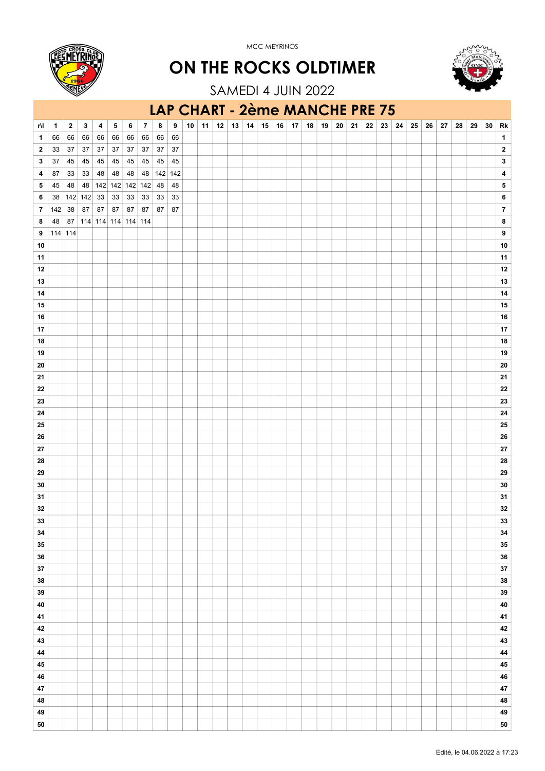MCC MEYRINOS

# ON THE ROCKS OLDTIMER

SAMEDI 4 JUIN 2022

## LAP CHART - 2ème MANCHE PRE 75

| r\l | 1 | 2 | 3 | 4 | 5 | 6 | 7 | 8 | 9 | 10 | 11 | 12 | 13 | 14 | 15 | 16 | 17 | 18 | 19 | 20 | 21 | 22 | 23 | 24 | 25 | 26 | 27 | 28 | 29 | 30 | Rk |
|---|---|---|---|---|---|---|---|---|---|---|---|---|---|---|---|---|---|---|---|---|---|---|---|---|---|---|---|---|---|---|---|
| 1 | 66 | 66 | 66 | 66 | 66 | 66 | 66 | 66 | 66 | | | | | | | | | | | | | | | | | | | | | | 1 |
| 2 | 33 | 37 | 37 | 37 | 37 | 37 | 37 | 37 | 37 | | | | | | | | | | | | | | | | | | | | | | 2 |
| 3 | 37 | 45 | 45 | 45 | 45 | 45 | 45 | 45 | 45 | | | | | | | | | | | | | | | | | | | | | | 3 |
| 4 | 87 | 33 | 33 | 48 | 48 | 48 | 48 | 142 | 142 | | | | | | | | | | | | | | | | | | | | | | 4 |
| 5 | 45 | 48 | 48 | 142 | 142 | 142 | 142 | 48 | 48 | | | | | | | | | | | | | | | | | | | | | | 5 |
| 6 | 38 | 142 | 142 | 33 | 33 | 33 | 33 | 33 | 33 | | | | | | | | | | | | | | | | | | | | | | 6 |
| 7 | 142 | 38 | 87 | 87 | 87 | 87 | 87 | 87 | 87 | | | | | | | | | | | | | | | | | | | | | | 7 |
| 8 | 48 | 87 | 114 | 114 | 114 | 114 | 114 | | | | | | | | | | | | | | | | | | | | | | | | 8 |
| 9 | 114 | 114 | | | | | | | | | | | | | | | | | | | | | | | | | | | | | 9 |
| 10 | | | | | | | | | | | | | | | | | | | | | | | | | | | | | | | 10 |
| 11 | | | | | | | | | | | | | | | | | | | | | | | | | | | | | | | 11 |
| 12 | | | | | | | | | | | | | | | | | | | | | | | | | | | | | | | 12 |
| 13 | | | | | | | | | | | | | | | | | | | | | | | | | | | | | | | 13 |
| 14 | | | | | | | | | | | | | | | | | | | | | | | | | | | | | | | 14 |
| 15 | | | | | | | | | | | | | | | | | | | | | | | | | | | | | | | 15 |
| 16 | | | | | | | | | | | | | | | | | | | | | | | | | | | | | | | 16 |
| 17 | | | | | | | | | | | | | | | | | | | | | | | | | | | | | | | 17 |
| 18 | | | | | | | | | | | | | | | | | | | | | | | | | | | | | | | 18 |
| 19 | | | | | | | | | | | | | | | | | | | | | | | | | | | | | | | 19 |
| 20 | | | | | | | | | | | | | | | | | | | | | | | | | | | | | | | 20 |
| 21 | | | | | | | | | | | | | | | | | | | | | | | | | | | | | | | 21 |
| 22 | | | | | | | | | | | | | | | | | | | | | | | | | | | | | | | 22 |
| 23 | | | | | | | | | | | | | | | | | | | | | | | | | | | | | | | 23 |
| 24 | | | | | | | | | | | | | | | | | | | | | | | | | | | | | | | 24 |
| 25 | | | | | | | | | | | | | | | | | | | | | | | | | | | | | | | 25 |
| 26 | | | | | | | | | | | | | | | | | | | | | | | | | | | | | | | 26 |
| 27 | | | | | | | | | | | | | | | | | | | | | | | | | | | | | | | 27 |
| 28 | | | | | | | | | | | | | | | | | | | | | | | | | | | | | | | 28 |
| 29 | | | | | | | | | | | | | | | | | | | | | | | | | | | | | | | 29 |
| 30 | | | | | | | | | | | | | | | | | | | | | | | | | | | | | | | 30 |
| 31 | | | | | | | | | | | | | | | | | | | | | | | | | | | | | | | 31 |
| 32 | | | | | | | | | | | | | | | | | | | | | | | | | | | | | | | 32 |
| 33 | | | | | | | | | | | | | | | | | | | | | | | | | | | | | | | 33 |
| 34 | | | | | | | | | | | | | | | | | | | | | | | | | | | | | | | 34 |
| 35 | | | | | | | | | | | | | | | | | | | | | | | | | | | | | | | 35 |
| 36 | | | | | | | | | | | | | | | | | | | | | | | | | | | | | | | 36 |
| 37 | | | | | | | | | | | | | | | | | | | | | | | | | | | | | | | 37 |
| 38 | | | | | | | | | | | | | | | | | | | | | | | | | | | | | | | 38 |
| 39 | | | | | | | | | | | | | | | | | | | | | | | | | | | | | | | 39 |
| 40 | | | | | | | | | | | | | | | | | | | | | | | | | | | | | | | 40 |
| 41 | | | | | | | | | | | | | | | | | | | | | | | | | | | | | | | 41 |
| 42 | | | | | | | | | | | | | | | | | | | | | | | | | | | | | | | 42 |
| 43 | | | | | | | | | | | | | | | | | | | | | | | | | | | | | | | 43 |
| 44 | | | | | | | | | | | | | | | | | | | | | | | | | | | | | | | 44 |
| 45 | | | | | | | | | | | | | | | | | | | | | | | | | | | | | | | 45 |
| 46 | | | | | | | | | | | | | | | | | | | | | | | | | | | | | | | 46 |
| 47 | | | | | | | | | | | | | | | | | | | | | | | | | | | | | | | 47 |
| 48 | | | | | | | | | | | | | | | | | | | | | | | | | | | | | | | 48 |
| 49 | | | | | | | | | | | | | | | | | | | | | | | | | | | | | | | 49 |
| 50 | | | | | | | | | | | | | | | | | | | | | | | | | | | | | | | 50 |

Edité, le 04.06.2022 à 17:23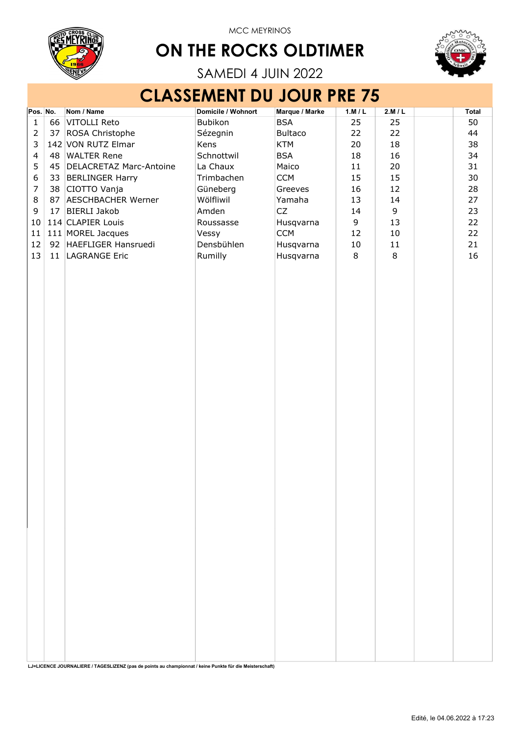MCC MEYRINOS

# ON THE ROCKS OLDTIMER

SAMEDI 4 JUIN 2022

## CLASSEMENT DU JOUR PRE 75

| Pos. | No. | Nom / Name | Domicile / Wohnort | Marque / Marke | 1.M / L | 2.M / L | | Total |
|---|---|---|---|---|---|---|---|---|
| 1 | 66 | VITOLLI Reto | Bubikon | BSA | 25 | 25 | | 50 |
| 2 | 37 | ROSA Christophe | Sézegnin | Bultaco | 22 | 22 | | 44 |
| 3 | 142 | VON RUTZ Elmar | Kens | KTM | 20 | 18 | | 38 |
| 4 | 48 | WALTER Rene | Schnottwil | BSA | 18 | 16 | | 34 |
| 5 | 45 | DELACRETAZ Marc-Antoine | La Chaux | Maico | 11 | 20 | | 31 |
| 6 | 33 | BERLINGER Harry | Trimbachen | CCM | 15 | 15 | | 30 |
| 7 | 38 | CIOTTO Vanja | Güneberg | Greeves | 16 | 12 | | 28 |
| 8 | 87 | AESCHBACHER Werner | Wölfliwil | Yamaha | 13 | 14 | | 27 |
| 9 | 17 | BIERLI Jakob | Amden | CZ | 14 | 9 | | 23 |
| 10 | 114 | CLAPIER Louis | Roussasse | Husqvarna | 9 | 13 | | 22 |
| 11 | 111 | MOREL Jacques | Vessy | CCM | 12 | 10 | | 22 |
| 12 | 92 | HAEFLIGER Hansruedi | Densbühlen | Husqvarna | 10 | 11 | | 21 |
| 13 | 11 | LAGRANGE Eric | Rumilly | Husqvarna | 8 | 8 | | 16 |

LJ=LICENCE JOURNALIERE / TAGESLIZENZ (pas de points au championnat / keine Punkte für die Meisterschaft)

Edité, le 04.06.2022 à 17:23